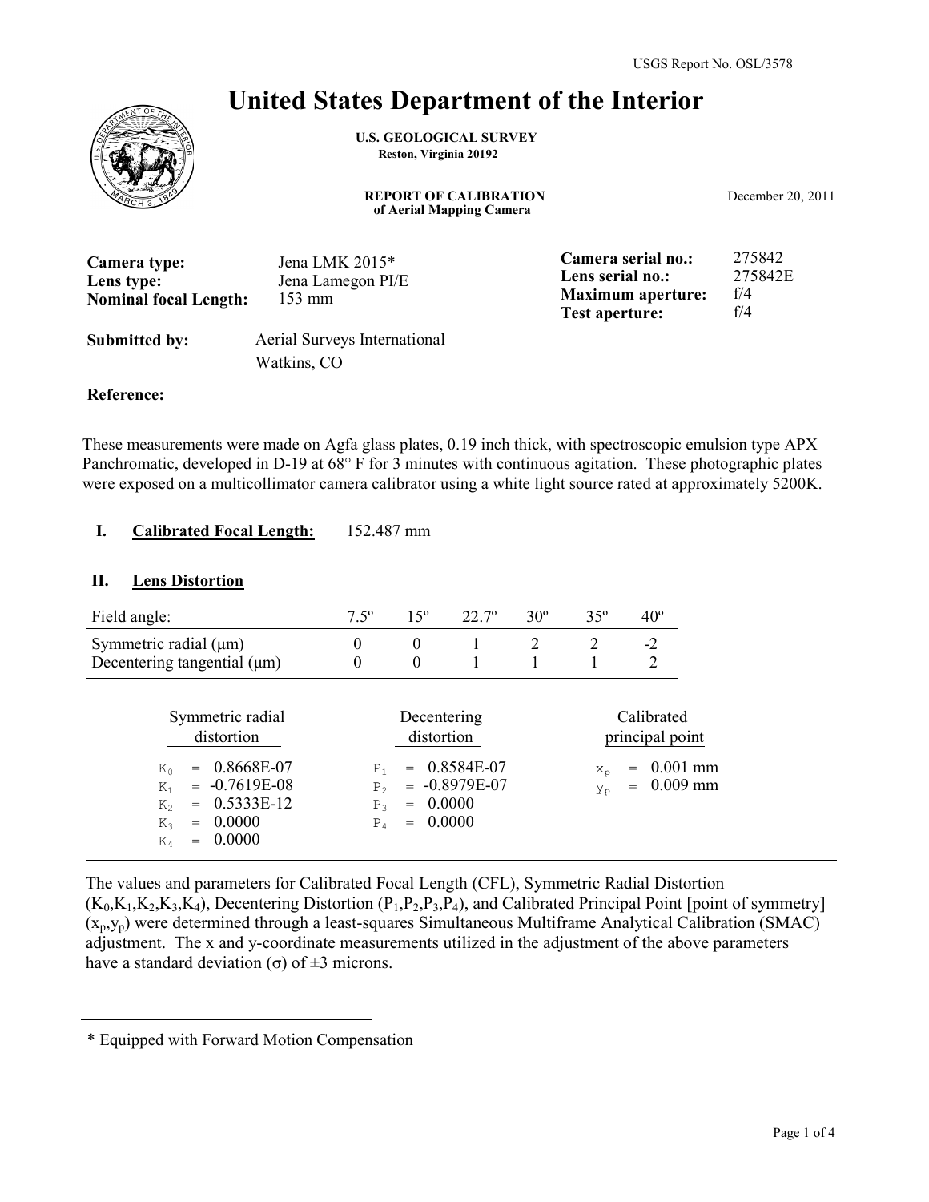USGS Report No. OSL/3578

# United States Department of the Interior

**U.S. GEOLOGICAL SURVEY**
**Reston, Virginia 20192**

**REPORT OF CALIBRATION**
**of Aerial Mapping Camera**

December 20, 2011

| | | | |
|---|---|---|---|
| **Camera type:** | Jena LMK 2015* | **Camera serial no.:** | 275842 |
| **Lens type:** | Jena Lamegon PI/E | **Lens serial no.:** | 275842E |
| **Nominal focal Length:** | 153 mm | **Maximum aperture:** | f/4 |
| | | **Test aperture:** | f/4 |

**Submitted by:** Aerial Surveys International
Watkins, CO

**Reference:**

These measurements were made on Agfa glass plates, 0.19 inch thick, with spectroscopic emulsion type APX Panchromatic, developed in D-19 at 68° F for 3 minutes with continuous agitation. These photographic plates were exposed on a multicollimator camera calibrator using a white light source rated at approximately 5200K.

## I. Calibrated Focal Length: 152.487 mm

## II. Lens Distortion

| Field angle: | 7.5º | 15º | 22.7º | 30º | 35º | 40º |
|---|---|---|---|---|---|---|
| Symmetric radial (µm) | 0 | 0 | 1 | 2 | 2 | -2 |
| Decentering tangential (µm) | 0 | 0 | 1 | 1 | 1 | 2 |

| Symmetric radial distortion | Decentering distortion | Calibrated principal point |
|---|---|---|
| $K_0$ = 0.8668E-07 | $P_1$ = 0.8584E-07 | $x_p$ = 0.001 mm |
| $K_1$ = -0.7619E-08 | $P_2$ = -0.8979E-07 | $y_p$ = 0.009 mm |
| $K_2$ = 0.5333E-12 | $P_3$ = 0.0000 | |
| $K_3$ = 0.0000 | $P_4$ = 0.0000 | |
| $K_4$ = 0.0000 | | |

The values and parameters for Calibrated Focal Length (CFL), Symmetric Radial Distortion ($K_0$,$K_1$,$K_2$,$K_3$,$K_4$), Decentering Distortion ($P_1$,$P_2$,$P_3$,$P_4$), and Calibrated Principal Point [point of symmetry] ($x_p$,$y_p$) were determined through a least-squares Simultaneous Multiframe Analytical Calibration (SMAC) adjustment. The x and y-coordinate measurements utilized in the adjustment of the above parameters have a standard deviation (σ) of ±3 microns.

---

* Equipped with Forward Motion Compensation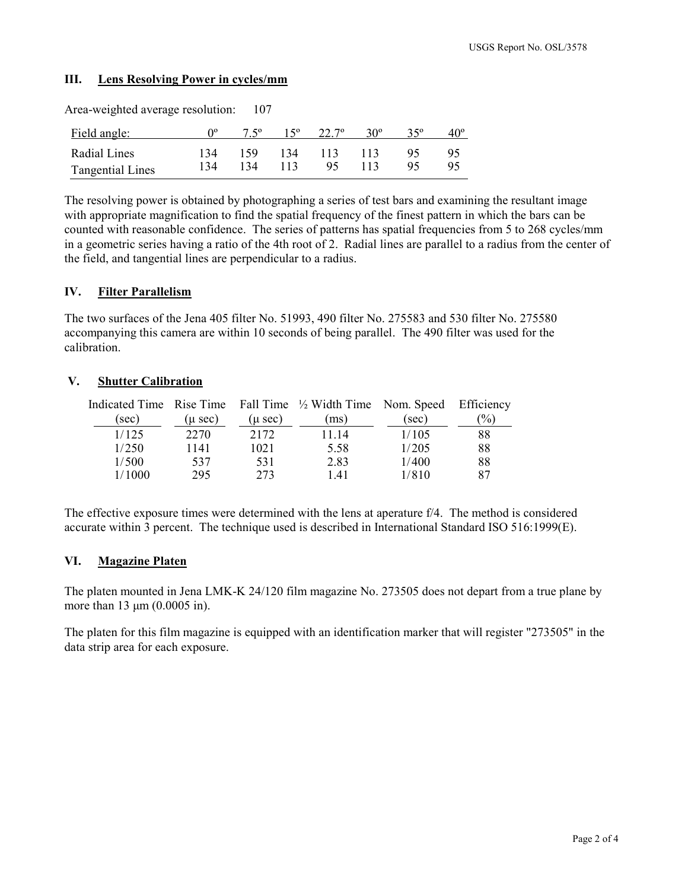## III. Lens Resolving Power in cycles/mm

Area-weighted average resolution: 107

| Field angle: | 0º | 7.5º | 15º | 22.7º | 30º | 35º | 40º |
|---|---|---|---|---|---|---|---|
| Radial Lines | 134 | 159 | 134 | 113 | 113 | 95 | 95 |
| Tangential Lines | 134 | 134 | 113 | 95 | 113 | 95 | 95 |

The resolving power is obtained by photographing a series of test bars and examining the resultant image with appropriate magnification to find the spatial frequency of the finest pattern in which the bars can be counted with reasonable confidence. The series of patterns has spatial frequencies from 5 to 268 cycles/mm in a geometric series having a ratio of the 4th root of 2. Radial lines are parallel to a radius from the center of the field, and tangential lines are perpendicular to a radius.

## IV. Filter Parallelism

The two surfaces of the Jena 405 filter No. 51993, 490 filter No. 275583 and 530 filter No. 275580 accompanying this camera are within 10 seconds of being parallel. The 490 filter was used for the calibration.

## V. Shutter Calibration

| Indicated Time (sec) | Rise Time (μ sec) | Fall Time (μ sec) | ½ Width Time (ms) | Nom. Speed (sec) | Efficiency (%) |
|---|---|---|---|---|---|
| 1/125 | 2270 | 2172 | 11.14 | 1/105 | 88 |
| 1/250 | 1141 | 1021 | 5.58 | 1/205 | 88 |
| 1/500 | 537 | 531 | 2.83 | 1/400 | 88 |
| 1/1000 | 295 | 273 | 1.41 | 1/810 | 87 |

The effective exposure times were determined with the lens at aperature f/4. The method is considered accurate within 3 percent. The technique used is described in International Standard ISO 516:1999(E).

## VI. Magazine Platen

The platen mounted in Jena LMK-K 24/120 film magazine No. 273505 does not depart from a true plane by more than 13 μm (0.0005 in).

The platen for this film magazine is equipped with an identification marker that will register "273505" in the data strip area for each exposure.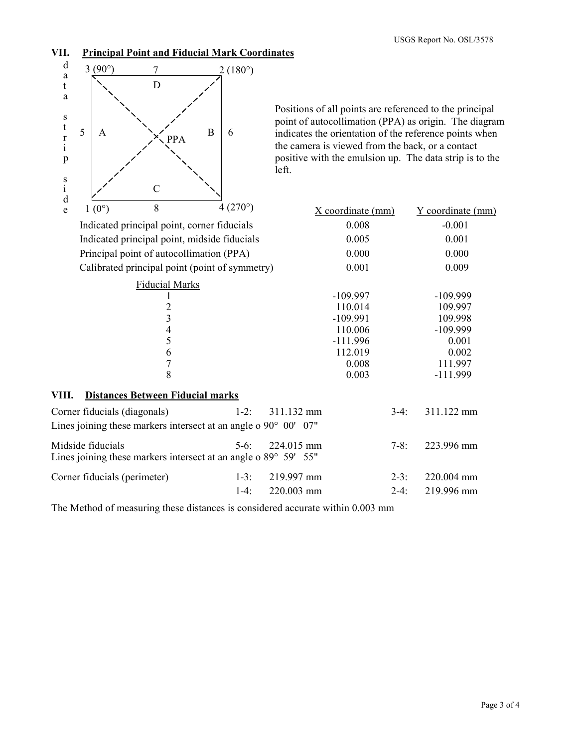## VII. Principal Point and Fiducial Mark Coordinates

```
d     3 (90°)        7          2 (180°)
a     +-----------------------------+
t     |  \            D          /  |
a     |     \                 /     |
      |        \           /        |
s     |           \     /           |
t   5 |  A           X PPA       B  | 6
r     |           /     \           |
i     |        /           \        |
p     |     /                 \     |
      |  /            C          \  |
s     +-----------------------------+
i     1 (0°)         8          4 (270°)
d
e
```

Positions of all points are referenced to the principal point of autocollimation (PPA) as origin. The diagram indicates the orientation of the reference points when the camera is viewed from the back, or a contact positive with the emulsion up. The data strip is to the left.

| | X coordinate (mm) | Y coordinate (mm) |
|---|---|---|
| Indicated principal point, corner fiducials | 0.008 | -0.001 |
| Indicated principal point, midside fiducials | 0.005 | 0.001 |
| Principal point of autocollimation (PPA) | 0.000 | 0.000 |
| Calibrated principal point (point of symmetry) | 0.001 | 0.009 |
| **Fiducial Marks** | | |
| 1 | -109.997 | -109.999 |
| 2 | 110.014 | 109.997 |
| 3 | -109.991 | 109.998 |
| 4 | 110.006 | -109.999 |
| 5 | -111.996 | 0.001 |
| 6 | 112.019 | 0.002 |
| 7 | 0.008 | 111.997 |
| 8 | 0.003 | -111.999 |

## VIII. Distances Between Fiducial marks

| | | | | |
|---|---|---|---|---|
| Corner fiducials (diagonals) | 1-2: | 311.132 mm | 3-4: | 311.122 mm |

Lines joining these markers intersect at an angle o 90° 00' 07"

| | | | | |
|---|---|---|---|---|
| Midside fiducials | 5-6: | 224.015 mm | 7-8: | 223.996 mm |

Lines joining these markers intersect at an angle o 89° 59' 55"

| | | | | |
|---|---|---|---|---|
| Corner fiducials (perimeter) | 1-3: | 219.997 mm | 2-3: | 220.004 mm |
| | 1-4: | 220.003 mm | 2-4: | 219.996 mm |

The Method of measuring these distances is considered accurate within 0.003 mm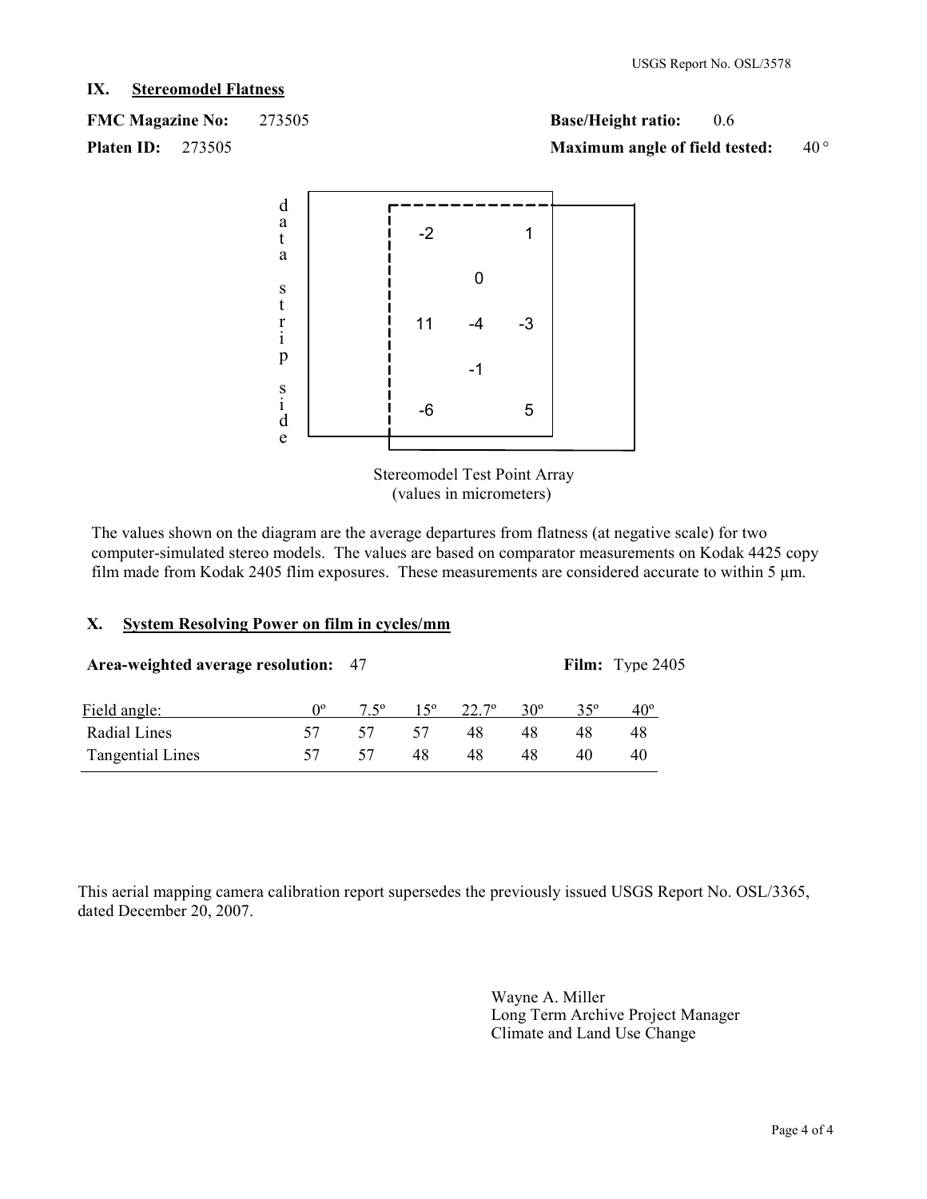## IX. Stereomodel Flatness

**FMC Magazine No:** 273505

**Base/Height ratio:** 0.6

**Platen ID:** 273505

**Maximum angle of field tested:** 40°

data strip side

-2
1
0
11
-4
-3
-1
-6
5

Stereomodel Test Point Array
(values in micrometers)

The values shown on the diagram are the average departures from flatness (at negative scale) for two computer-simulated stereo models. The values are based on comparator measurements on Kodak 4425 copy film made from Kodak 2405 flim exposures. These measurements are considered accurate to within 5 µm.

## X. System Resolving Power on film in cycles/mm

**Area-weighted average resolution:** 47

**Film:** Type 2405

| Field angle: | 0º | 7.5º | 15º | 22.7º | 30º | 35º | 40º |
|---|---|---|---|---|---|---|---|
| Radial Lines | 57 | 57 | 57 | 48 | 48 | 48 | 48 |
| Tangential Lines | 57 | 57 | 48 | 48 | 48 | 40 | 40 |

This aerial mapping camera calibration report supersedes the previously issued USGS Report No. OSL/3365, dated December 20, 2007.

Wayne A. Miller
Long Term Archive Project Manager
Climate and Land Use Change